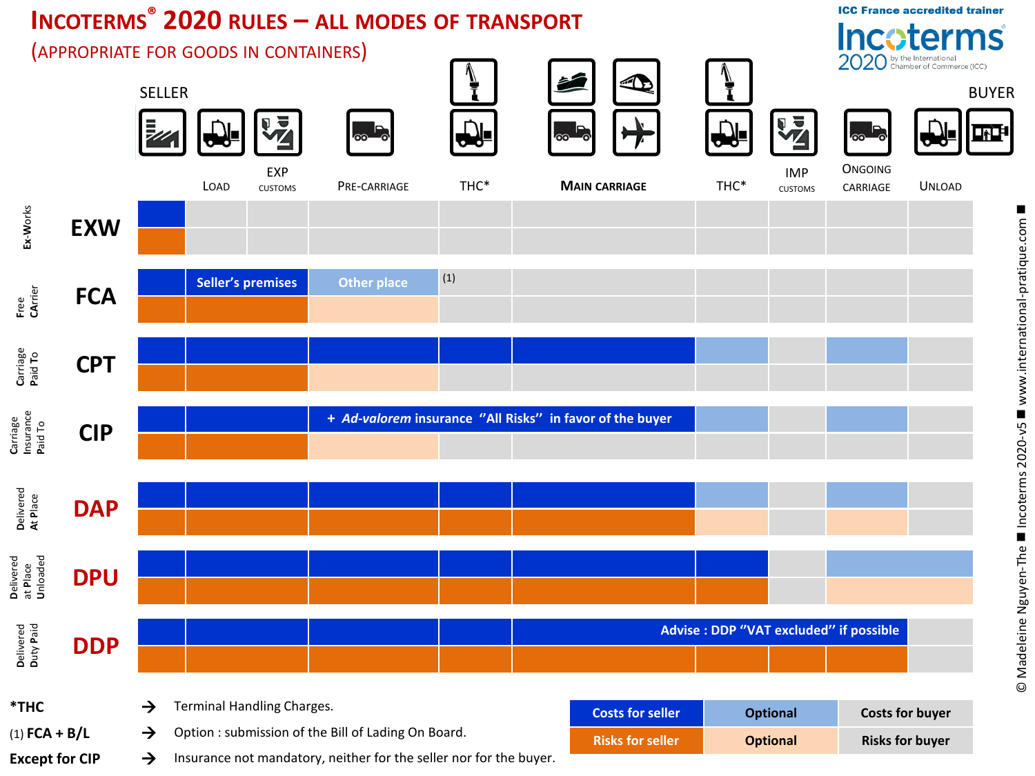# INCOTERMS® 2020 RULES – ALL MODES OF TRANSPORT

(APPROPRIATE FOR GOODS IN CONTAINERS)

ICC France accredited trainer

Incoterms 2020 by the International Chamber of Commerce (ICC)

SELLER → BUYER

| Rule | | | LOAD | EXP CUSTOMS | PRE-CARRIAGE | THC* | MAIN CARRIAGE | THC* | IMP CUSTOMS | ONGOING CARRIAGE | UNLOAD |
|---|---|---|---|---|---|---|---|---|---|---|---|
| Ex-Works | EXW | Costs: Seller | Buyer | Buyer | Buyer | Buyer | Buyer | Buyer | Buyer | Buyer | Buyer |
| | | Risks: Seller | Buyer | Buyer | Buyer | Buyer | Buyer | Buyer | Buyer | Buyer | Buyer |
| Free CArrier | FCA | Costs: Seller | Seller's premises (Seller) | Seller's premises (Seller) | Other place (Optional) | (1) Buyer | Buyer | Buyer | Buyer | Buyer | Buyer |
| | | Risks: Seller | Seller | Seller | Optional | Buyer | Buyer | Buyer | Buyer | Buyer | Buyer |
| Carriage Paid To | CPT | Costs: Seller | Seller | Seller | Seller | Seller | Seller | Optional | Buyer | Optional | Buyer |
| | | Risks: Seller | Seller | Seller | Optional | Buyer | Buyer | Buyer | Buyer | Buyer | Buyer |
| Carriage Insurance Paid To | CIP | Costs: Seller | Seller | Seller | + *Ad-valorem* insurance "All Risks" in favor of the buyer (Seller) | Seller | Seller | Optional | Buyer | Optional | Buyer |
| | | Risks: Seller | Seller | Seller | Optional | Buyer | Buyer | Buyer | Buyer | Buyer | Buyer |
| Delivered At Place | DAP | Costs: Seller | Seller | Seller | Seller | Seller | Seller | Optional | Buyer | Optional | Buyer |
| | | Risks: Seller | Seller | Seller | Seller | Seller | Seller | Optional | Buyer | Optional | Buyer |
| Delivered at Place Unloaded | DPU | Costs: Seller | Seller | Seller | Seller | Seller | Seller | Seller | Buyer | Optional | Optional |
| | | Risks: Seller | Seller | Seller | Seller | Seller | Seller | Seller | Buyer | Optional | Optional |
| Delivered Duty Paid | DDP | Costs: Seller | Seller | Seller | Seller | Seller | Advise : DDP "VAT excluded" if possible (Seller) | Seller | Seller | Seller | Buyer |
| | | Risks: Seller | Seller | Seller | Seller | Seller | Seller | Seller | Seller | Seller | Buyer |

**\*THC** → Terminal Handling Charges.

(1) **FCA + B/L** → Option : submission of the Bill of Lading On Board.

**Except for CIP** → Insurance not mandatory, neither for the seller nor for the buyer.

| Costs for seller | Optional | Costs for buyer |
|---|---|---|
| Risks for seller | Optional | Risks for buyer |

© Madeleine Nguyen-The ■ Incoterms 2020-v5 ■ www.international-pratique.com ■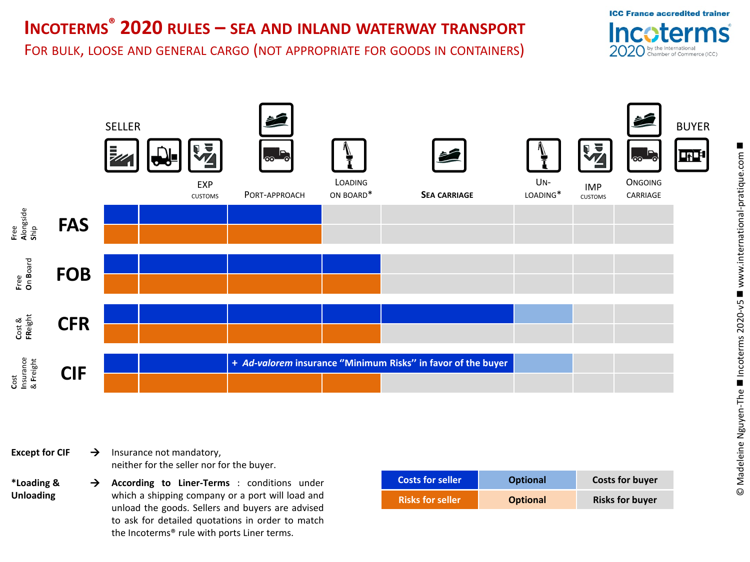# Incoterms® 2020 rules – Sea and inland waterway transport

For bulk, loose and general cargo (not appropriate for goods in containers)

ICC France accredited trainer

Incoterms 2020 by the International Chamber of Commerce (ICC)

SELLER

EXP CUSTOMS

PORT-APPROACH

LOADING ON BOARD*

SEA CARRIAGE

UN-LOADING*

IMP CUSTOMS

ONGOING CARRIAGE

BUYER

Free Alongside Ship — FAS

Free On Board — FOB

Cost & FReight — CFR

Cost Insurance & Freight — CIF

+ *Ad-valorem* insurance "Minimum Risks" in favor of the buyer

**Except for CIF** → Insurance not mandatory, neither for the seller nor for the buyer.

**\*Loading & Unloading** → **According to Liner-Terms** : conditions under which a shipping company or a port will load and unload the goods. Sellers and buyers are advised to ask for detailed quotations in order to match the Incoterms® rule with ports Liner terms.

| | | |
|---|---|---|
| Costs for seller | Optional | Costs for buyer |
| Risks for seller | Optional | Risks for buyer |

© Madeleine Nguyen-The ■ Incoterms 2020-v5 ■ www.international-pratique.com ■